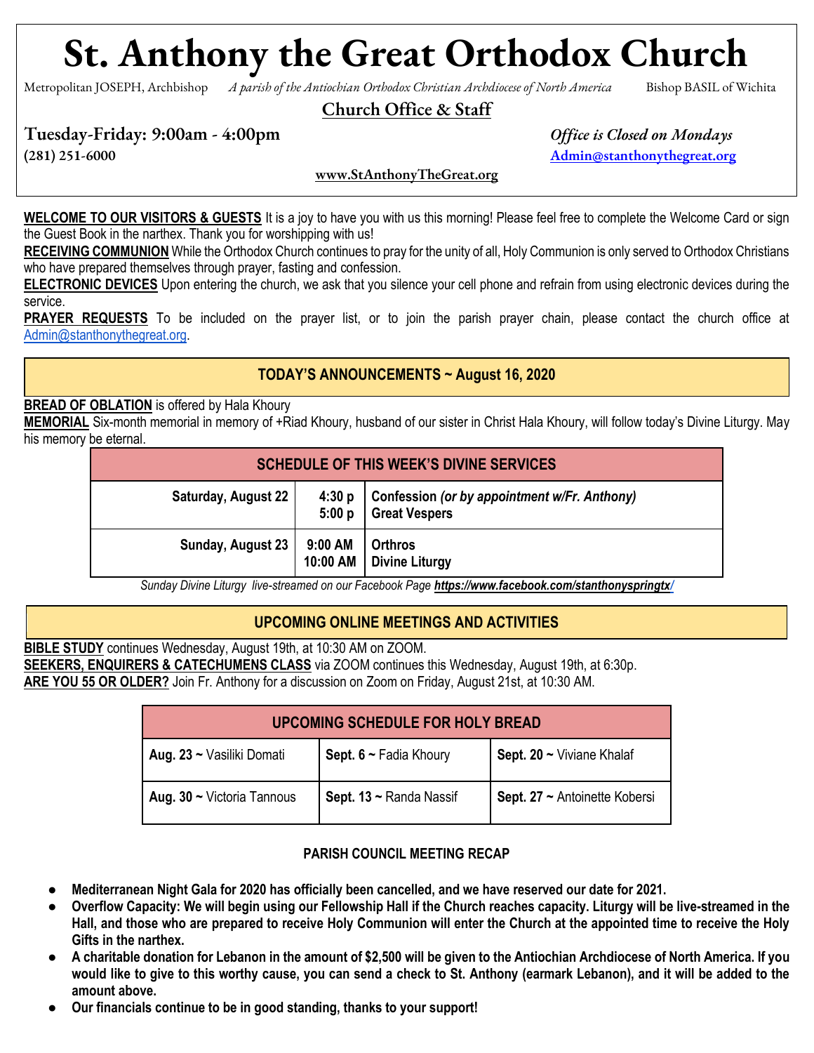# St. Anthony the Great Orthodox Church

Metropolitan JOSEPH, Archbishop — *A parish of the Antiochian Orthodox Christian Archdiocese of North America* — Bishop BASIL of Wichita

## Church Office & Staff

**Tuesday-Friday: 9:00am - 4:00pm** — *Office is Closed on Mondays*

(281) 251-6000 — Admin@stanthonythegreat.org

www.StAnthonyTheGreat.org

**WELCOME TO OUR VISITORS & GUESTS** It is a joy to have you with us this morning! Please feel free to complete the Welcome Card or sign the Guest Book in the narthex. Thank you for worshipping with us!

**RECEIVING COMMUNION** While the Orthodox Church continues to pray for the unity of all, Holy Communion is only served to Orthodox Christians who have prepared themselves through prayer, fasting and confession.

**ELECTRONIC DEVICES** Upon entering the church, we ask that you silence your cell phone and refrain from using electronic devices during the service.

**PRAYER REQUESTS** To be included on the prayer list, or to join the parish prayer chain, please contact the church office at Admin@stanthonythegreat.org.

## TODAY'S ANNOUNCEMENTS ~ August 16, 2020

**BREAD OF OBLATION** is offered by Hala Khoury

**MEMORIAL** Six-month memorial in memory of +Riad Khoury, husband of our sister in Christ Hala Khoury, will follow today's Divine Liturgy. May his memory be eternal.

| SCHEDULE OF THIS WEEK'S DIVINE SERVICES | | |
|---|---|---|
| **Saturday, August 22** | **4:30 p**<br>**5:00 p** | **Confession** *(or by appointment w/Fr. Anthony)*<br>**Great Vespers** |
| **Sunday, August 23** | **9:00 AM**<br>**10:00 AM** | **Orthros**<br>**Divine Liturgy** |

*Sunday Divine Liturgy live-streamed on our Facebook Page* ***https://www.facebook.com/stanthonyspringtx/***

## UPCOMING ONLINE MEETINGS AND ACTIVITIES

**BIBLE STUDY** continues Wednesday, August 19th, at 10:30 AM on ZOOM.

**SEEKERS, ENQUIRERS & CATECHUMENS CLASS** via ZOOM continues this Wednesday, August 19th, at 6:30p.

**ARE YOU 55 OR OLDER?** Join Fr. Anthony for a discussion on Zoom on Friday, August 21st, at 10:30 AM.

| UPCOMING SCHEDULE FOR HOLY BREAD | | |
|---|---|---|
| **Aug. 23 ~** Vasiliki Domati | **Sept. 6 ~** Fadia Khoury | **Sept. 20 ~** Viviane Khalaf |
| **Aug. 30 ~** Victoria Tannous | **Sept. 13 ~** Randa Nassif | **Sept. 27 ~** Antoinette Kobersi |

### PARISH COUNCIL MEETING RECAP

- **Mediterranean Night Gala for 2020 has officially been cancelled, and we have reserved our date for 2021.**
- **Overflow Capacity: We will begin using our Fellowship Hall if the Church reaches capacity. Liturgy will be live-streamed in the Hall, and those who are prepared to receive Holy Communion will enter the Church at the appointed time to receive the Holy Gifts in the narthex.**
- **A charitable donation for Lebanon in the amount of $2,500 will be given to the Antiochian Archdiocese of North America. If you would like to give to this worthy cause, you can send a check to St. Anthony (earmark Lebanon), and it will be added to the amount above.**
- **Our financials continue to be in good standing, thanks to your support!**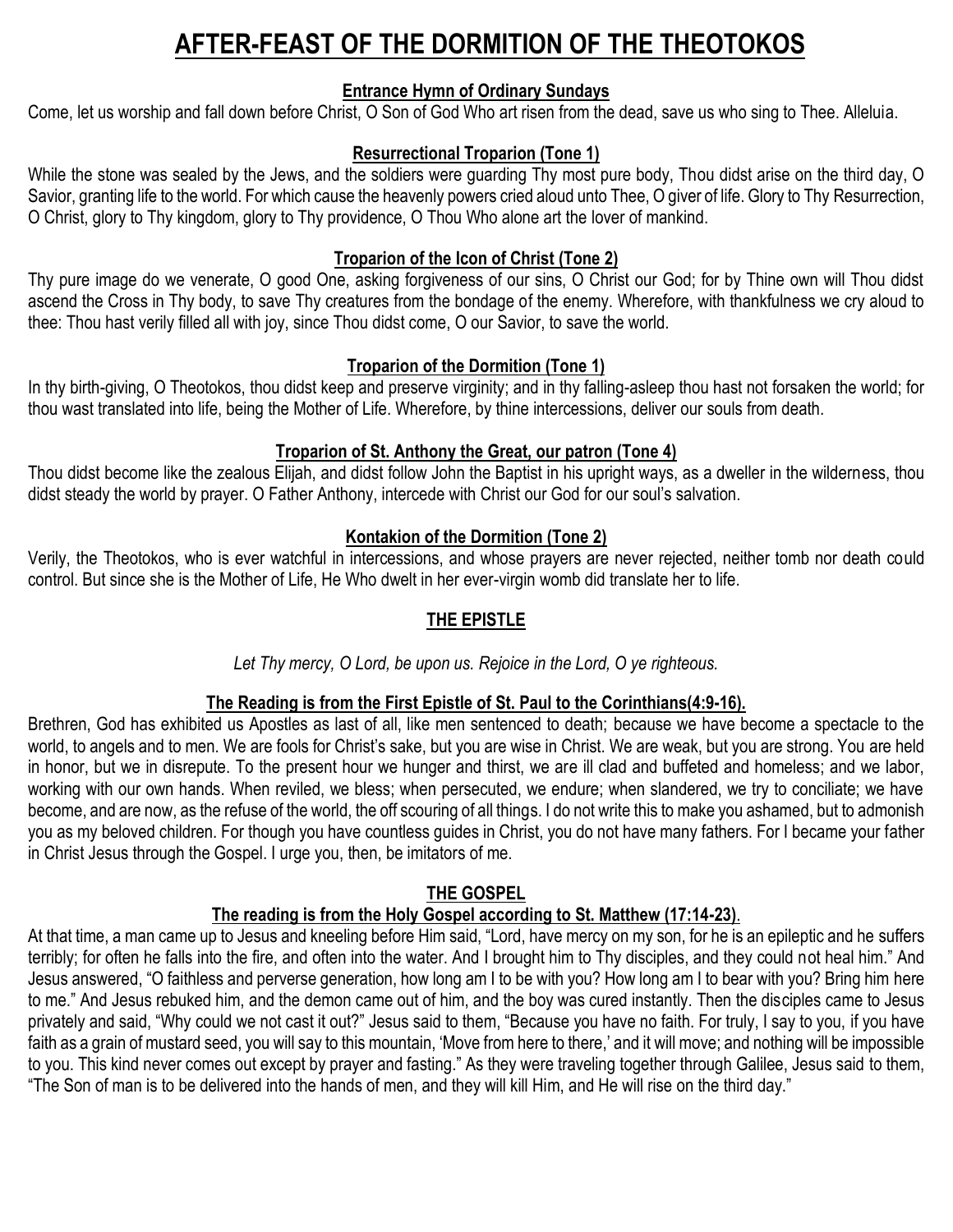# AFTER-FEAST OF THE DORMITION OF THE THEOTOKOS

**Entrance Hymn of Ordinary Sundays**

Come, let us worship and fall down before Christ, O Son of God Who art risen from the dead, save us who sing to Thee. Alleluia.

**Resurrectional Troparion (Tone 1)**

While the stone was sealed by the Jews, and the soldiers were guarding Thy most pure body, Thou didst arise on the third day, O Savior, granting life to the world. For which cause the heavenly powers cried aloud unto Thee, O giver of life. Glory to Thy Resurrection, O Christ, glory to Thy kingdom, glory to Thy providence, O Thou Who alone art the lover of mankind.

**Troparion of the Icon of Christ (Tone 2)**

Thy pure image do we venerate, O good One, asking forgiveness of our sins, O Christ our God; for by Thine own will Thou didst ascend the Cross in Thy body, to save Thy creatures from the bondage of the enemy. Wherefore, with thankfulness we cry aloud to thee: Thou hast verily filled all with joy, since Thou didst come, O our Savior, to save the world.

**Troparion of the Dormition (Tone 1)**

In thy birth-giving, O Theotokos, thou didst keep and preserve virginity; and in thy falling-asleep thou hast not forsaken the world; for thou wast translated into life, being the Mother of Life. Wherefore, by thine intercessions, deliver our souls from death.

**Troparion of St. Anthony the Great, our patron (Tone 4)**

Thou didst become like the zealous Elijah, and didst follow John the Baptist in his upright ways, as a dweller in the wilderness, thou didst steady the world by prayer. O Father Anthony, intercede with Christ our God for our soul's salvation.

**Kontakion of the Dormition (Tone 2)**

Verily, the Theotokos, who is ever watchful in intercessions, and whose prayers are never rejected, neither tomb nor death could control. But since she is the Mother of Life, He Who dwelt in her ever-virgin womb did translate her to life.

## THE EPISTLE

*Let Thy mercy, O Lord, be upon us. Rejoice in the Lord, O ye righteous.*

**The Reading is from the First Epistle of St. Paul to the Corinthians(4:9-16).**

Brethren, God has exhibited us Apostles as last of all, like men sentenced to death; because we have become a spectacle to the world, to angels and to men. We are fools for Christ's sake, but you are wise in Christ. We are weak, but you are strong. You are held in honor, but we in disrepute. To the present hour we hunger and thirst, we are ill clad and buffeted and homeless; and we labor, working with our own hands. When reviled, we bless; when persecuted, we endure; when slandered, we try to conciliate; we have become, and are now, as the refuse of the world, the off scouring of all things. I do not write this to make you ashamed, but to admonish you as my beloved children. For though you have countless guides in Christ, you do not have many fathers. For I became your father in Christ Jesus through the Gospel. I urge you, then, be imitators of me.

## THE GOSPEL

**The reading is from the Holy Gospel according to St. Matthew (17:14-23)**.

At that time, a man came up to Jesus and kneeling before Him said, "Lord, have mercy on my son, for he is an epileptic and he suffers terribly; for often he falls into the fire, and often into the water. And I brought him to Thy disciples, and they could not heal him." And Jesus answered, "O faithless and perverse generation, how long am I to be with you? How long am I to bear with you? Bring him here to me." And Jesus rebuked him, and the demon came out of him, and the boy was cured instantly. Then the disciples came to Jesus privately and said, "Why could we not cast it out?" Jesus said to them, "Because you have no faith. For truly, I say to you, if you have faith as a grain of mustard seed, you will say to this mountain, 'Move from here to there,' and it will move; and nothing will be impossible to you. This kind never comes out except by prayer and fasting." As they were traveling together through Galilee, Jesus said to them, "The Son of man is to be delivered into the hands of men, and they will kill Him, and He will rise on the third day."